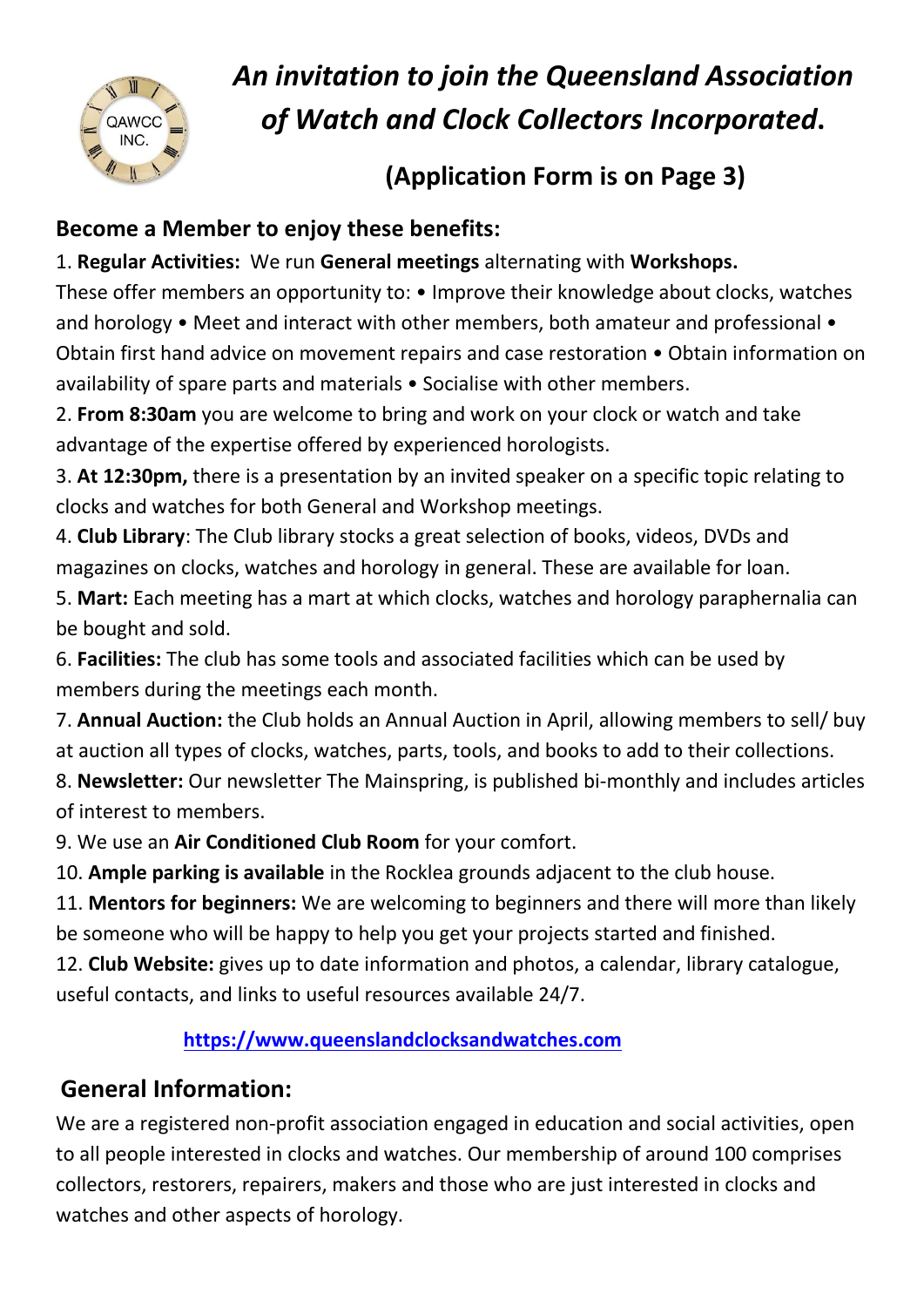# *An invitation to join the Queensland Association of Watch and Clock Collectors Incorporated.*

## (Application Form is on Page 3)

## Become a Member to enjoy these benefits:

1. **Regular Activities:** We run **General meetings** alternating with **Workshops.** These offer members an opportunity to: • Improve their knowledge about clocks, watches and horology • Meet and interact with other members, both amateur and professional • Obtain first hand advice on movement repairs and case restoration • Obtain information on availability of spare parts and materials • Socialise with other members.
2. **From 8:30am** you are welcome to bring and work on your clock or watch and take advantage of the expertise offered by experienced horologists.
3. **At 12:30pm,** there is a presentation by an invited speaker on a specific topic relating to clocks and watches for both General and Workshop meetings.
4. **Club Library**: The Club library stocks a great selection of books, videos, DVDs and magazines on clocks, watches and horology in general. These are available for loan.
5. **Mart:** Each meeting has a mart at which clocks, watches and horology paraphernalia can be bought and sold.
6. **Facilities:** The club has some tools and associated facilities which can be used by members during the meetings each month.
7. **Annual Auction:** the Club holds an Annual Auction in April, allowing members to sell/ buy at auction all types of clocks, watches, parts, tools, and books to add to their collections.
8. **Newsletter:** Our newsletter The Mainspring, is published bi-monthly and includes articles of interest to members.
9. We use an **Air Conditioned Club Room** for your comfort.
10. **Ample parking is available** in the Rocklea grounds adjacent to the club house.
11. **Mentors for beginners:** We are welcoming to beginners and there will more than likely be someone who will be happy to help you get your projects started and finished.
12. **Club Website:** gives up to date information and photos, a calendar, library catalogue, useful contacts, and links to useful resources available 24/7.

**https://www.queenslandclocksandwatches.com**

## General Information:

We are a registered non-profit association engaged in education and social activities, open to all people interested in clocks and watches. Our membership of around 100 comprises collectors, restorers, repairers, makers and those who are just interested in clocks and watches and other aspects of horology.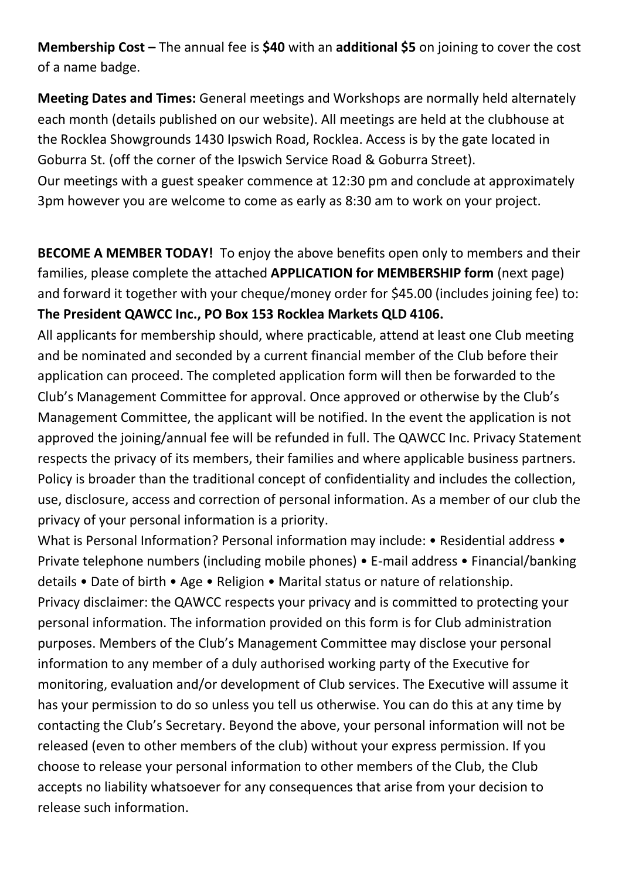**Membership Cost –** The annual fee is **$40** with an **additional $5** on joining to cover the cost of a name badge.

**Meeting Dates and Times:** General meetings and Workshops are normally held alternately each month (details published on our website). All meetings are held at the clubhouse at the Rocklea Showgrounds 1430 Ipswich Road, Rocklea. Access is by the gate located in Goburra St. (off the corner of the Ipswich Service Road & Goburra Street).
Our meetings with a guest speaker commence at 12:30 pm and conclude at approximately 3pm however you are welcome to come as early as 8:30 am to work on your project.

**BECOME A MEMBER TODAY!** To enjoy the above benefits open only to members and their families, please complete the attached **APPLICATION for MEMBERSHIP form** (next page) and forward it together with your cheque/money order for $45.00 (includes joining fee) to:
**The President QAWCC Inc., PO Box 153 Rocklea Markets QLD 4106.**
All applicants for membership should, where practicable, attend at least one Club meeting and be nominated and seconded by a current financial member of the Club before their application can proceed. The completed application form will then be forwarded to the Club's Management Committee for approval. Once approved or otherwise by the Club's Management Committee, the applicant will be notified. In the event the application is not approved the joining/annual fee will be refunded in full. The QAWCC Inc. Privacy Statement respects the privacy of its members, their families and where applicable business partners. Policy is broader than the traditional concept of confidentiality and includes the collection, use, disclosure, access and correction of personal information. As a member of our club the privacy of your personal information is a priority.
What is Personal Information? Personal information may include: • Residential address • Private telephone numbers (including mobile phones) • E-mail address • Financial/banking details • Date of birth • Age • Religion • Marital status or nature of relationship.
Privacy disclaimer: the QAWCC respects your privacy and is committed to protecting your personal information. The information provided on this form is for Club administration purposes. Members of the Club's Management Committee may disclose your personal information to any member of a duly authorised working party of the Executive for monitoring, evaluation and/or development of Club services. The Executive will assume it has your permission to do so unless you tell us otherwise. You can do this at any time by contacting the Club's Secretary. Beyond the above, your personal information will not be released (even to other members of the club) without your express permission. If you choose to release your personal information to other members of the Club, the Club accepts no liability whatsoever for any consequences that arise from your decision to release such information.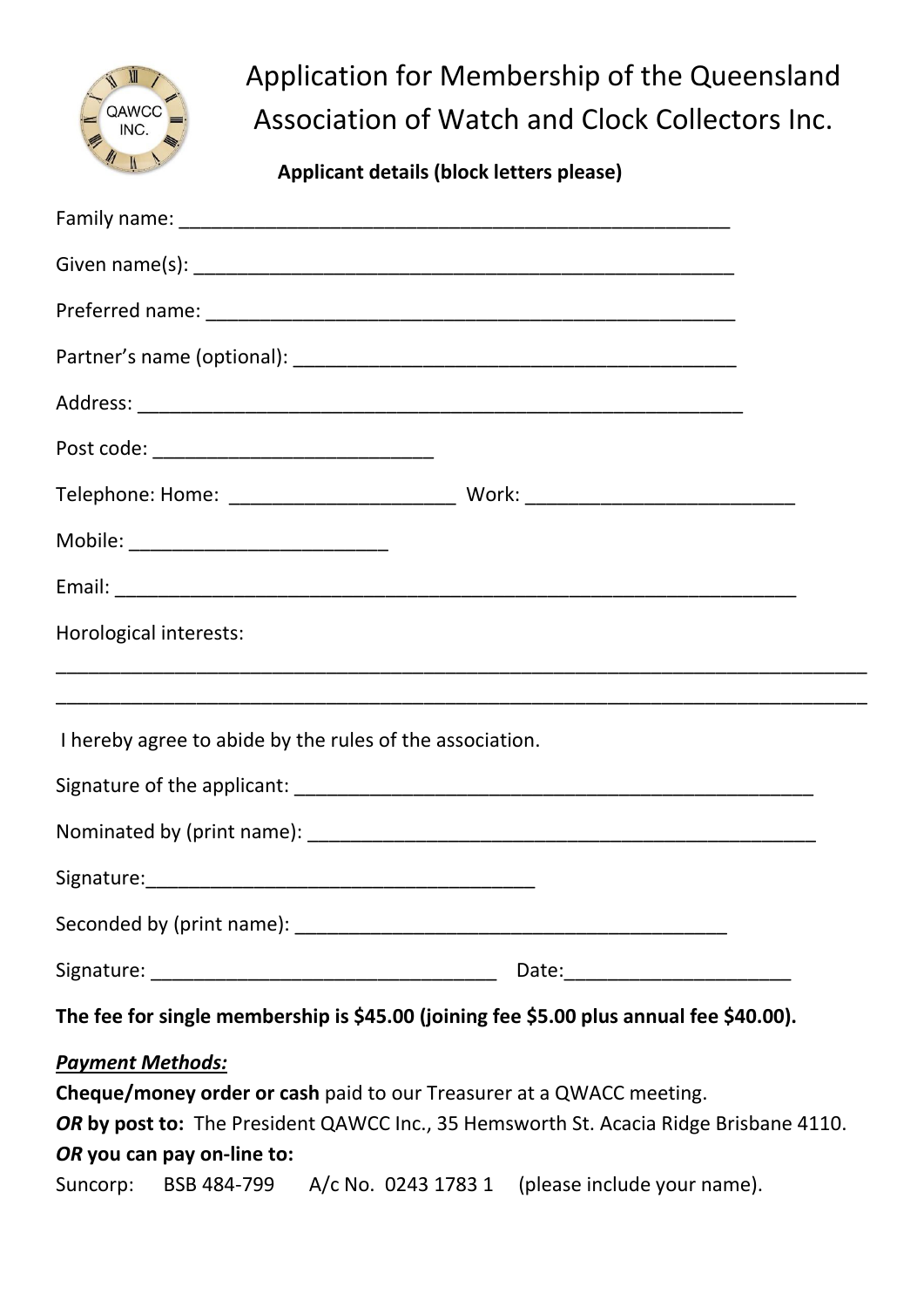# Application for Membership of the Queensland Association of Watch and Clock Collectors Inc.

**Applicant details (block letters please)**

Family name: ____________________________________________________

Given name(s): ___________________________________________________

Preferred name: __________________________________________________

Partner's name (optional): __________________________________________

Address: ________________________________________________________

Post code: __________________________

Telephone: Home: _____________________ Work: _________________________

Mobile: ________________________

Email: ______________________________________________________________

Horological interests:

___________________________________________________________________________

___________________________________________________________________________

I hereby agree to abide by the rules of the association.

Signature of the applicant: ___________________________________________________

Nominated by (print name): __________________________________________________

Signature:____________________________________

Seconded by (print name): __________________________________________

Signature: ________________________________ Date:_____________________

**The fee for single membership is $45.00 (joining fee $5.00 plus annual fee $40.00).**

***Payment Methods:***

**Cheque/money order or cash** paid to our Treasurer at a QWACC meeting.

***OR* by post to:** The President QAWCC Inc., 35 Hemsworth St. Acacia Ridge Brisbane 4110.

***OR* you can pay on-line to:**

Suncorp: BSB 484-799 A/c No. 0243 1783 1 (please include your name).